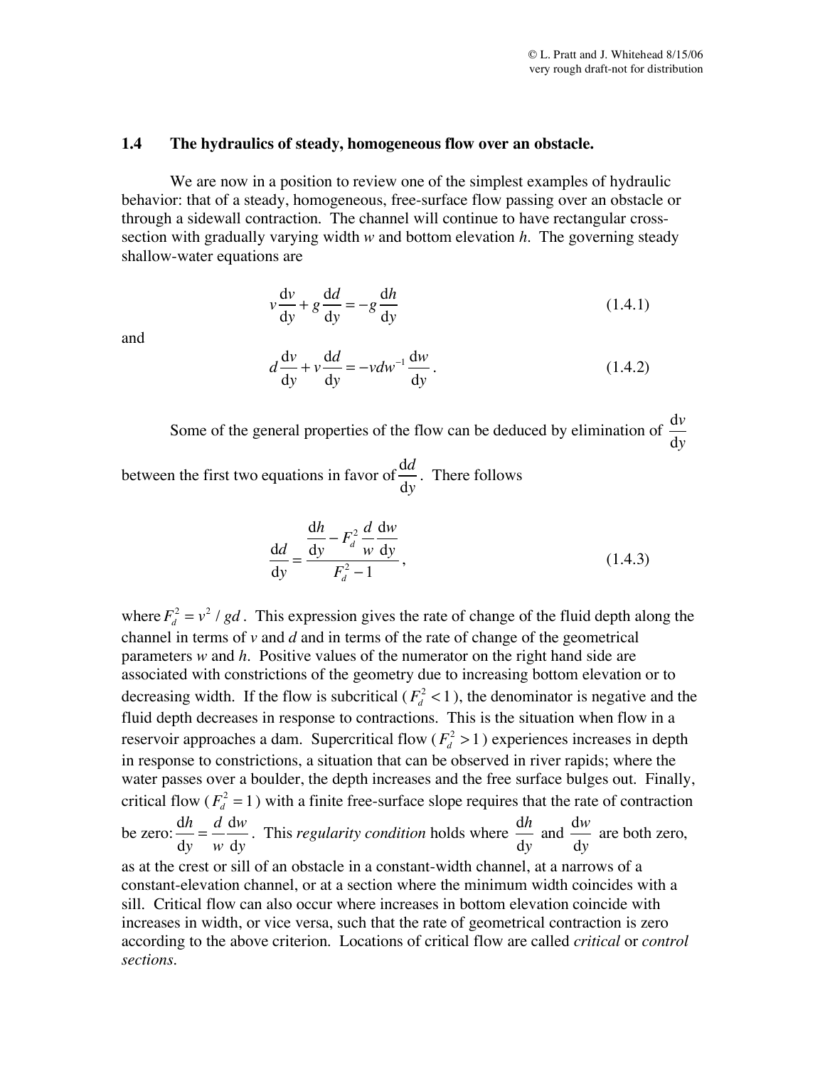## 1.4 The hydraulics of steady, homogeneous flow over an obstacle.

We are now in a position to review one of the simplest examples of hydraulic behavior: that of a steady, homogeneous, free-surface flow passing over an obstacle or through a sidewall contraction. The channel will continue to have rectangular cross-section with gradually varying width $w$ and bottom elevation $h$. The governing steady shallow-water equations are

$$v\frac{\mathrm{d}v}{\mathrm{d}y} + g\frac{\mathrm{d}d}{\mathrm{d}y} = -g\frac{\mathrm{d}h}{\mathrm{d}y} \tag{1.4.1}$$

and

$$d\frac{\mathrm{d}v}{\mathrm{d}y} + v\frac{\mathrm{d}d}{\mathrm{d}y} = -vdw^{-1}\frac{\mathrm{d}w}{\mathrm{d}y}. \tag{1.4.2}$$

Some of the general properties of the flow can be deduced by elimination of $\frac{\mathrm{d}v}{\mathrm{d}y}$ between the first two equations in favor of $\frac{\mathrm{d}d}{\mathrm{d}y}$. There follows

$$\frac{\mathrm{d}d}{\mathrm{d}y} = \frac{\frac{\mathrm{d}h}{\mathrm{d}y} - F_d^2\frac{d}{w}\frac{\mathrm{d}w}{\mathrm{d}y}}{F_d^2 - 1}, \tag{1.4.3}$$

where $F_d^2 = v^2/gd$. This expression gives the rate of change of the fluid depth along the channel in terms of $v$ and $d$ and in terms of the rate of change of the geometrical parameters $w$ and $h$. Positive values of the numerator on the right hand side are associated with constrictions of the geometry due to increasing bottom elevation or to decreasing width. If the flow is subcritical ($F_d^2 < 1$), the denominator is negative and the fluid depth decreases in response to contractions. This is the situation when flow in a reservoir approaches a dam. Supercritical flow ($F_d^2 > 1$) experiences increases in depth in response to constrictions, a situation that can be observed in river rapids; where the water passes over a boulder, the depth increases and the free surface bulges out. Finally, critical flow ($F_d^2 = 1$) with a finite free-surface slope requires that the rate of contraction be zero: $\frac{\mathrm{d}h}{\mathrm{d}y} = \frac{d}{w}\frac{\mathrm{d}w}{\mathrm{d}y}$. This *regularity condition* holds where $\frac{\mathrm{d}h}{\mathrm{d}y}$ and $\frac{\mathrm{d}w}{\mathrm{d}y}$ are both zero, as at the crest or sill of an obstacle in a constant-width channel, at a narrows of a constant-elevation channel, or at a section where the minimum width coincides with a sill. Critical flow can also occur where increases in bottom elevation coincide with increases in width, or vice versa, such that the rate of geometrical contraction is zero according to the above criterion. Locations of critical flow are called *critical* or *control sections.*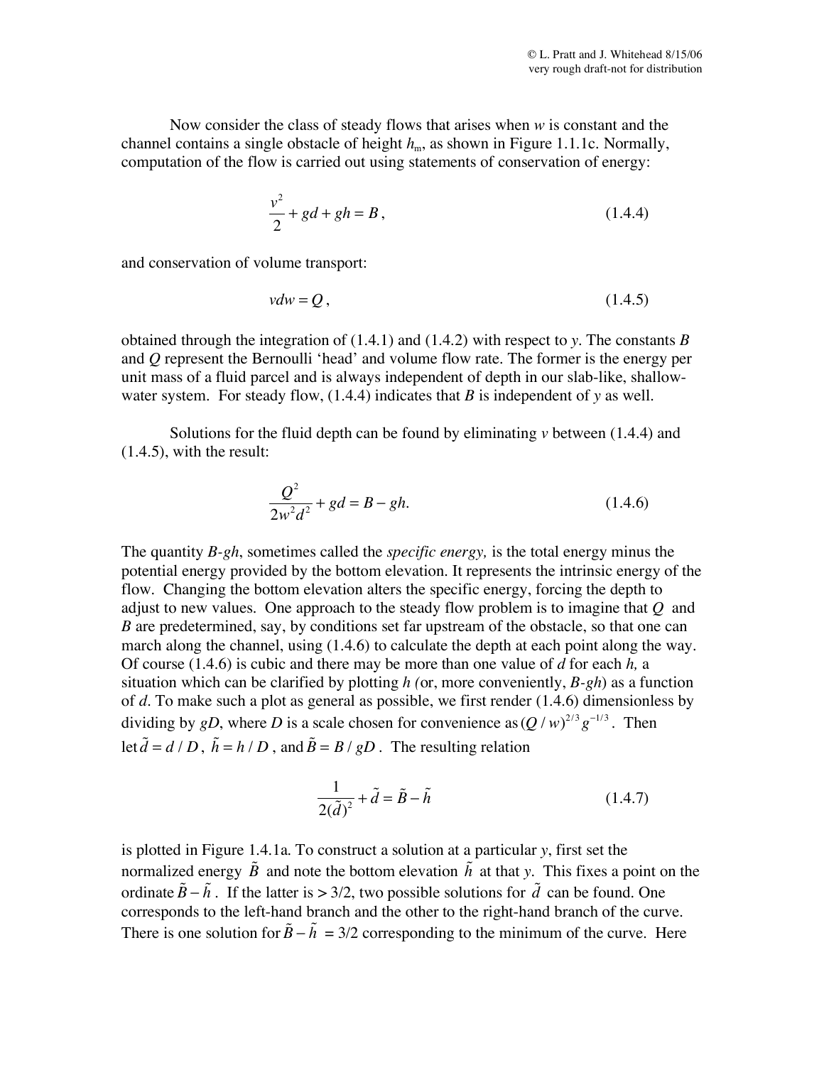Now consider the class of steady flows that arises when $w$ is constant and the channel contains a single obstacle of height $h_m$, as shown in Figure 1.1.1c. Normally, computation of the flow is carried out using statements of conservation of energy:

$$\frac{v^2}{2} + gd + gh = B, \tag{1.4.4}$$

and conservation of volume transport:

$$vdw = Q, \tag{1.4.5}$$

obtained through the integration of (1.4.1) and (1.4.2) with respect to $y$. The constants $B$ and $Q$ represent the Bernoulli 'head' and volume flow rate. The former is the energy per unit mass of a fluid parcel and is always independent of depth in our slab-like, shallow-water system. For steady flow, (1.4.4) indicates that $B$ is independent of $y$ as well.

Solutions for the fluid depth can be found by eliminating $v$ between (1.4.4) and (1.4.5), with the result:

$$\frac{Q^2}{2w^2d^2} + gd = B - gh. \tag{1.4.6}$$

The quantity $B$-$gh$, sometimes called the *specific energy,* is the total energy minus the potential energy provided by the bottom elevation. It represents the intrinsic energy of the flow. Changing the bottom elevation alters the specific energy, forcing the depth to adjust to new values. One approach to the steady flow problem is to imagine that $Q$ and $B$ are predetermined, say, by conditions set far upstream of the obstacle, so that one can march along the channel, using (1.4.6) to calculate the depth at each point along the way. Of course (1.4.6) is cubic and there may be more than one value of $d$ for each $h$, a situation which can be clarified by plotting $h$ (or, more conveniently, $B$-$gh$) as a function of $d$. To make such a plot as general as possible, we first render (1.4.6) dimensionless by dividing by $gD$, where $D$ is a scale chosen for convenience as $(Q/w)^{2/3}g^{-1/3}$. Then let $\tilde{d} = d/D$, $\tilde{h} = h/D$, and $\tilde{B} = B/gD$. The resulting relation

$$\frac{1}{2(\tilde{d})^2} + \tilde{d} = \tilde{B} - \tilde{h} \tag{1.4.7}$$

is plotted in Figure 1.4.1a. To construct a solution at a particular $y$, first set the normalized energy $\tilde{B}$ and note the bottom elevation $\tilde{h}$ at that $y$. This fixes a point on the ordinate $\tilde{B} - \tilde{h}$. If the latter is > 3/2, two possible solutions for $\tilde{d}$ can be found. One corresponds to the left-hand branch and the other to the right-hand branch of the curve. There is one solution for $\tilde{B} - \tilde{h}$ = 3/2 corresponding to the minimum of the curve. Here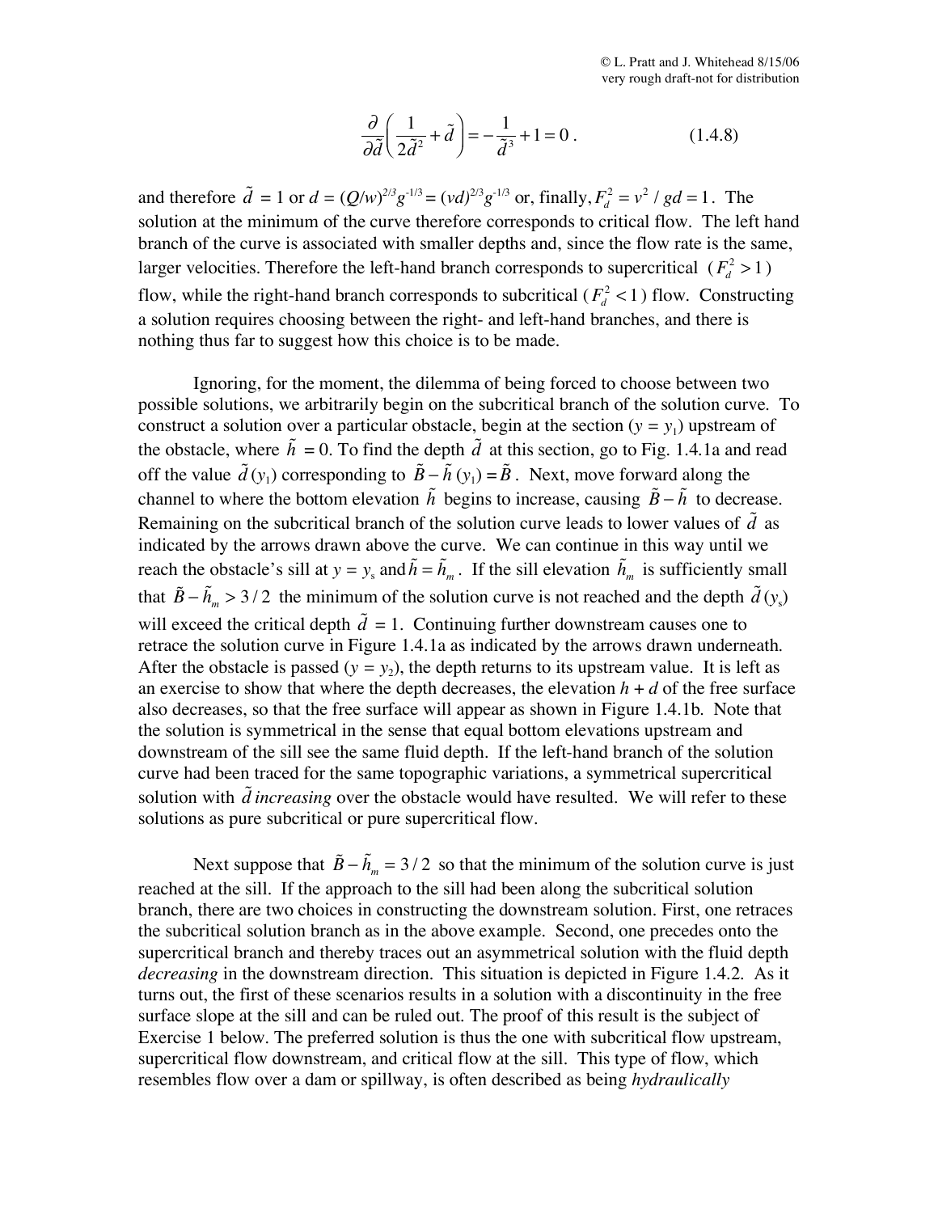$$\frac{\partial}{\partial \tilde{d}}\left(\frac{1}{2\tilde{d}^2}+\tilde{d}\right)=-\frac{1}{\tilde{d}^3}+1=0\,. \tag{1.4.8}$$

and therefore $\tilde{d}$ = 1 or $d = (Q/w)^{2/3}g^{-1/3} = (vd)^{2/3}g^{-1/3}$ or, finally, $F_d^2 = v^2/gd = 1$. The solution at the minimum of the curve therefore corresponds to critical flow. The left hand branch of the curve is associated with smaller depths and, since the flow rate is the same, larger velocities. Therefore the left-hand branch corresponds to supercritical ($F_d^2 > 1$) flow, while the right-hand branch corresponds to subcritical ($F_d^2 < 1$) flow. Constructing a solution requires choosing between the right- and left-hand branches, and there is nothing thus far to suggest how this choice is to be made.

Ignoring, for the moment, the dilemma of being forced to choose between two possible solutions, we arbitrarily begin on the subcritical branch of the solution curve. To construct a solution over a particular obstacle, begin at the section ($y = y_1$) upstream of the obstacle, where $\tilde{h}$ = 0. To find the depth $\tilde{d}$ at this section, go to Fig. 1.4.1a and read off the value $\tilde{d}(y_1)$ corresponding to $\tilde{B}-\tilde{h}(y_1)=\tilde{B}$. Next, move forward along the channel to where the bottom elevation $\tilde{h}$ begins to increase, causing $\tilde{B}-\tilde{h}$ to decrease. Remaining on the subcritical branch of the solution curve leads to lower values of $\tilde{d}$ as indicated by the arrows drawn above the curve. We can continue in this way until we reach the obstacle's sill at $y = y_s$ and $\tilde{h}=\tilde{h}_m$. If the sill elevation $\tilde{h}_m$ is sufficiently small that $\tilde{B}-\tilde{h}_m > 3/2$ the minimum of the solution curve is not reached and the depth $\tilde{d}(y_s)$ will exceed the critical depth $\tilde{d}$ = 1. Continuing further downstream causes one to retrace the solution curve in Figure 1.4.1a as indicated by the arrows drawn underneath. After the obstacle is passed ($y = y_2$), the depth returns to its upstream value. It is left as an exercise to show that where the depth decreases, the elevation $h + d$ of the free surface also decreases, so that the free surface will appear as shown in Figure 1.4.1b. Note that the solution is symmetrical in the sense that equal bottom elevations upstream and downstream of the sill see the same fluid depth. If the left-hand branch of the solution curve had been traced for the same topographic variations, a symmetrical supercritical solution with $\tilde{d}$ *increasing* over the obstacle would have resulted. We will refer to these solutions as pure subcritical or pure supercritical flow.

Next suppose that $\tilde{B}-\tilde{h}_m = 3/2$ so that the minimum of the solution curve is just reached at the sill. If the approach to the sill had been along the subcritical solution branch, there are two choices in constructing the downstream solution. First, one retraces the subcritical solution branch as in the above example. Second, one precedes onto the supercritical branch and thereby traces out an asymmetrical solution with the fluid depth *decreasing* in the downstream direction. This situation is depicted in Figure 1.4.2. As it turns out, the first of these scenarios results in a solution with a discontinuity in the free surface slope at the sill and can be ruled out. The proof of this result is the subject of Exercise 1 below. The preferred solution is thus the one with subcritical flow upstream, supercritical flow downstream, and critical flow at the sill. This type of flow, which resembles flow over a dam or spillway, is often described as being *hydraulically*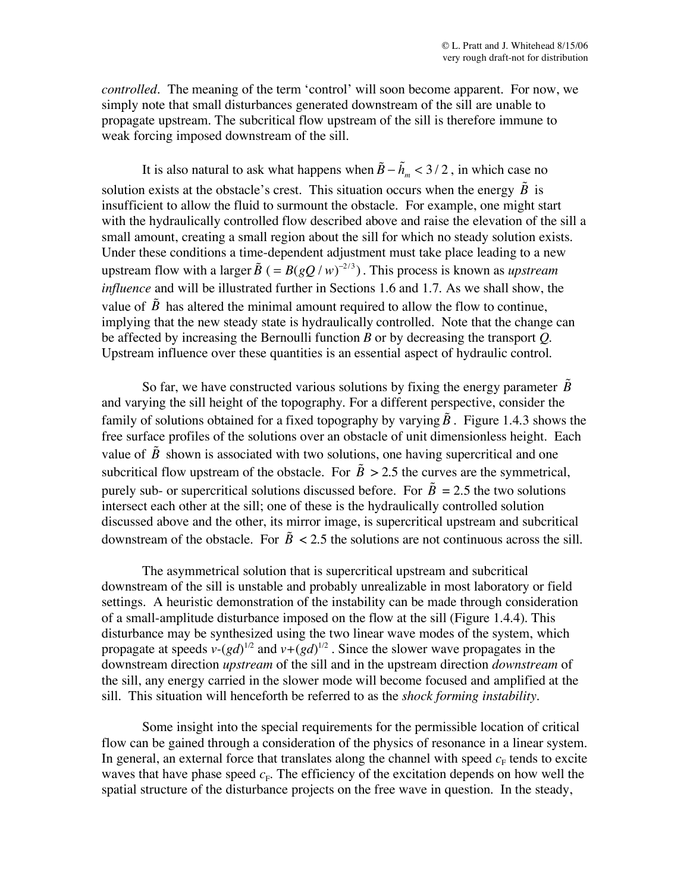*controlled*. The meaning of the term 'control' will soon become apparent. For now, we simply note that small disturbances generated downstream of the sill are unable to propagate upstream. The subcritical flow upstream of the sill is therefore immune to weak forcing imposed downstream of the sill.

It is also natural to ask what happens when $\tilde{B} - \tilde{h}_m < 3/2$, in which case no solution exists at the obstacle's crest. This situation occurs when the energy $\tilde{B}$ is insufficient to allow the fluid to surmount the obstacle. For example, one might start with the hydraulically controlled flow described above and raise the elevation of the sill a small amount, creating a small region about the sill for which no steady solution exists. Under these conditions a time-dependent adjustment must take place leading to a new upstream flow with a larger $\tilde{B}$ ( $= B(gQ/w)^{-2/3}$ ). This process is known as *upstream influence* and will be illustrated further in Sections 1.6 and 1.7. As we shall show, the value of $\tilde{B}$ has altered the minimal amount required to allow the flow to continue, implying that the new steady state is hydraulically controlled. Note that the change can be affected by increasing the Bernoulli function *B* or by decreasing the transport *Q*. Upstream influence over these quantities is an essential aspect of hydraulic control.

So far, we have constructed various solutions by fixing the energy parameter $\tilde{B}$ and varying the sill height of the topography. For a different perspective, consider the family of solutions obtained for a fixed topography by varying $\tilde{B}$. Figure 1.4.3 shows the free surface profiles of the solutions over an obstacle of unit dimensionless height. Each value of $\tilde{B}$ shown is associated with two solutions, one having supercritical and one subcritical flow upstream of the obstacle. For $\tilde{B} > 2.5$ the curves are the symmetrical, purely sub- or supercritical solutions discussed before. For $\tilde{B} = 2.5$ the two solutions intersect each other at the sill; one of these is the hydraulically controlled solution discussed above and the other, its mirror image, is supercritical upstream and subcritical downstream of the obstacle. For $\tilde{B} < 2.5$ the solutions are not continuous across the sill.

The asymmetrical solution that is supercritical upstream and subcritical downstream of the sill is unstable and probably unrealizable in most laboratory or field settings. A heuristic demonstration of the instability can be made through consideration of a small-amplitude disturbance imposed on the flow at the sill (Figure 1.4.4). This disturbance may be synthesized using the two linear wave modes of the system, which propagate at speeds $v-(gd)^{1/2}$ and $v+(gd)^{1/2}$. Since the slower wave propagates in the downstream direction *upstream* of the sill and in the upstream direction *downstream* of the sill, any energy carried in the slower mode will become focused and amplified at the sill. This situation will henceforth be referred to as the *shock forming instability*.

Some insight into the special requirements for the permissible location of critical flow can be gained through a consideration of the physics of resonance in a linear system. In general, an external force that translates along the channel with speed $c_F$ tends to excite waves that have phase speed $c_F$. The efficiency of the excitation depends on how well the spatial structure of the disturbance projects on the free wave in question. In the steady,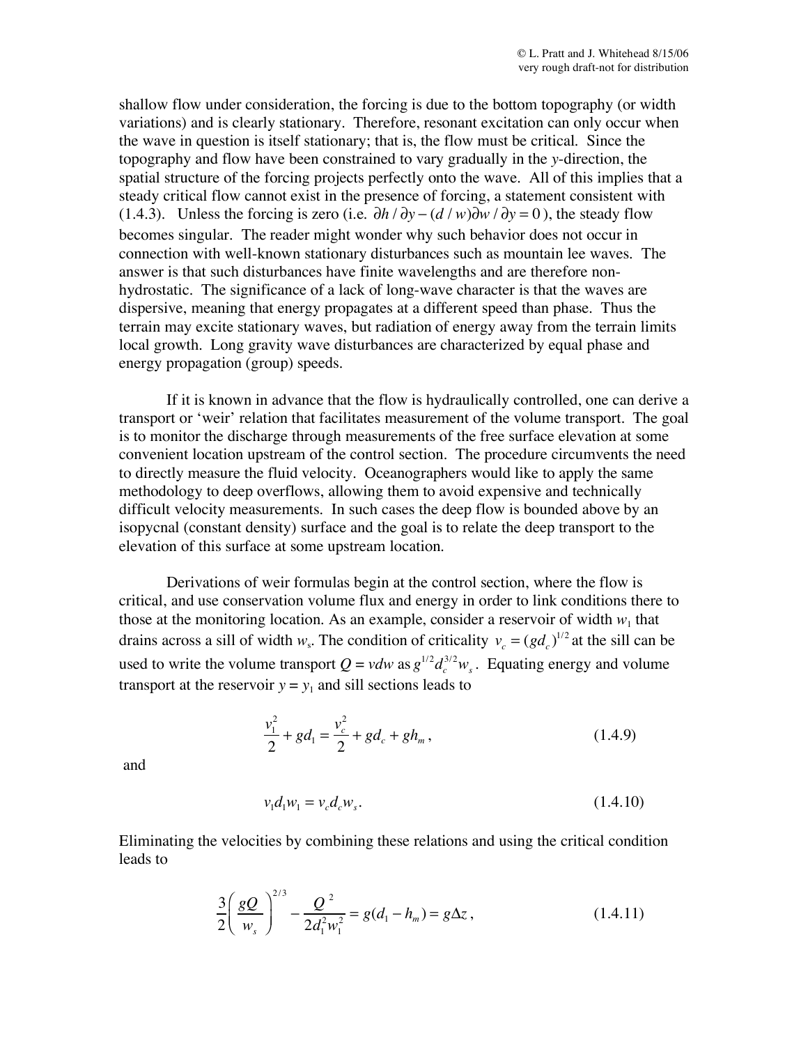shallow flow under consideration, the forcing is due to the bottom topography (or width variations) and is clearly stationary. Therefore, resonant excitation can only occur when the wave in question is itself stationary; that is, the flow must be critical. Since the topography and flow have been constrained to vary gradually in the *y*-direction, the spatial structure of the forcing projects perfectly onto the wave. All of this implies that a steady critical flow cannot exist in the presence of forcing, a statement consistent with (1.4.3). Unless the forcing is zero (i.e. $\partial h/\partial y - (d/w)\partial w/\partial y = 0$), the steady flow becomes singular. The reader might wonder why such behavior does not occur in connection with well-known stationary disturbances such as mountain lee waves. The answer is that such disturbances have finite wavelengths and are therefore non-hydrostatic. The significance of a lack of long-wave character is that the waves are dispersive, meaning that energy propagates at a different speed than phase. Thus the terrain may excite stationary waves, but radiation of energy away from the terrain limits local growth. Long gravity wave disturbances are characterized by equal phase and energy propagation (group) speeds.

If it is known in advance that the flow is hydraulically controlled, one can derive a transport or 'weir' relation that facilitates measurement of the volume transport. The goal is to monitor the discharge through measurements of the free surface elevation at some convenient location upstream of the control section. The procedure circumvents the need to directly measure the fluid velocity. Oceanographers would like to apply the same methodology to deep overflows, allowing them to avoid expensive and technically difficult velocity measurements. In such cases the deep flow is bounded above by an isopycnal (constant density) surface and the goal is to relate the deep transport to the elevation of this surface at some upstream location.

Derivations of weir formulas begin at the control section, where the flow is critical, and use conservation volume flux and energy in order to link conditions there to those at the monitoring location. As an example, consider a reservoir of width $w_1$ that drains across a sill of width $w_s$. The condition of criticality $v_c = (gd_c)^{1/2}$ at the sill can be used to write the volume transport $Q = vdw$ as $g^{1/2}d_c^{3/2}w_s$. Equating energy and volume transport at the reservoir $y = y_1$ and sill sections leads to

$$\frac{v_1^2}{2} + gd_1 = \frac{v_c^2}{2} + gd_c + gh_m, \tag{1.4.9}$$

and

$$v_1 d_1 w_1 = v_c d_c w_s. \tag{1.4.10}$$

Eliminating the velocities by combining these relations and using the critical condition leads to

$$\frac{3}{2}\left(\frac{gQ}{w_s}\right)^{2/3} - \frac{Q^2}{2d_1^2 w_1^2} = g(d_1 - h_m) = g\Delta z, \tag{1.4.11}$$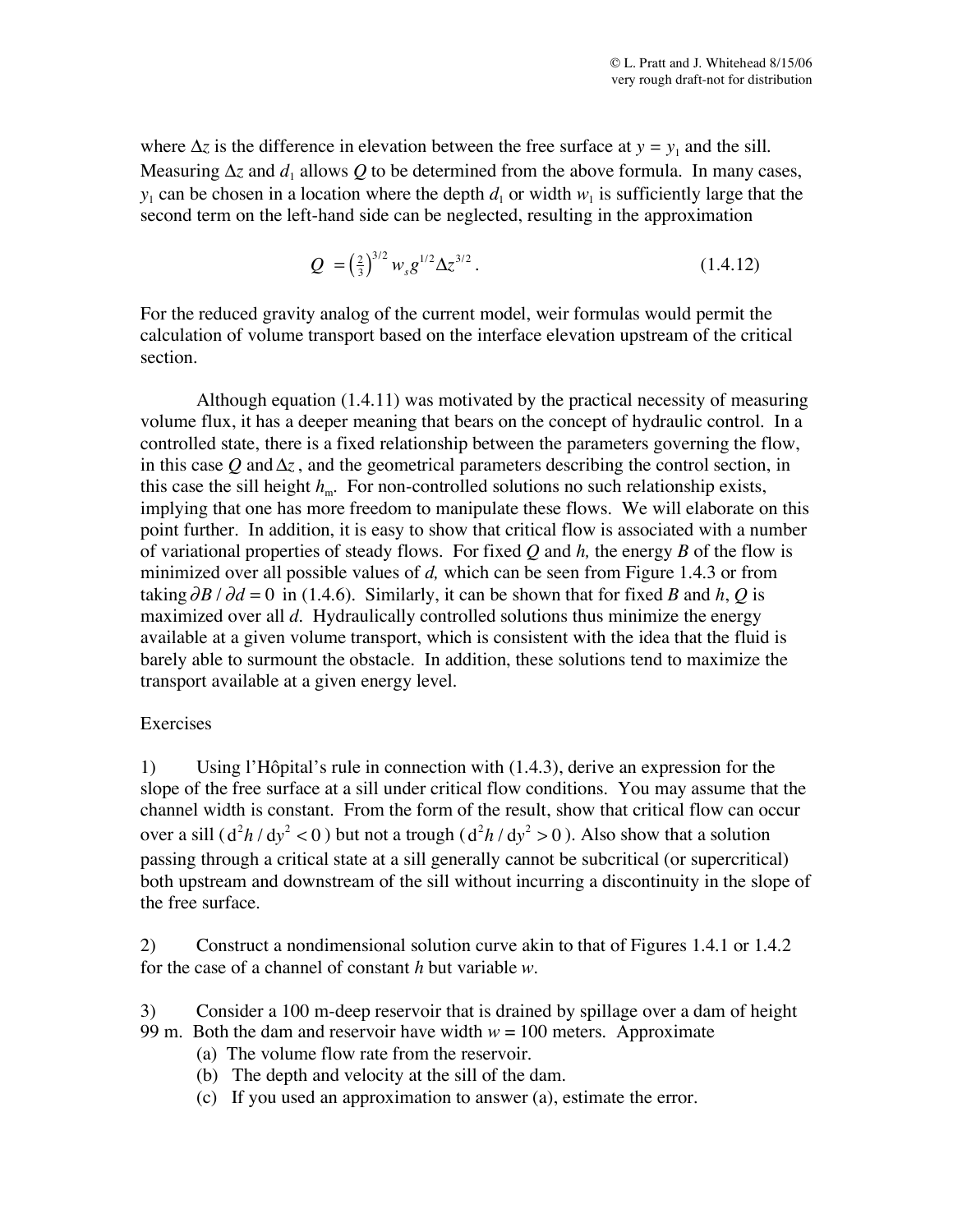where $\Delta z$ is the difference in elevation between the free surface at $y = y_1$ and the sill. Measuring $\Delta z$ and $d_1$ allows $Q$ to be determined from the above formula. In many cases, $y_1$ can be chosen in a location where the depth $d_1$ or width $w_1$ is sufficiently large that the second term on the left-hand side can be neglected, resulting in the approximation

$$Q = \left(\tfrac{2}{3}\right)^{3/2} w_s g^{1/2} \Delta z^{3/2}. \qquad (1.4.12)$$

For the reduced gravity analog of the current model, weir formulas would permit the calculation of volume transport based on the interface elevation upstream of the critical section.

Although equation (1.4.11) was motivated by the practical necessity of measuring volume flux, it has a deeper meaning that bears on the concept of hydraulic control. In a controlled state, there is a fixed relationship between the parameters governing the flow, in this case $Q$ and $\Delta z$, and the geometrical parameters describing the control section, in this case the sill height $h_m$. For non-controlled solutions no such relationship exists, implying that one has more freedom to manipulate these flows. We will elaborate on this point further. In addition, it is easy to show that critical flow is associated with a number of variational properties of steady flows. For fixed $Q$ and $h$, the energy $B$ of the flow is minimized over all possible values of $d$, which can be seen from Figure 1.4.3 or from taking $\partial B / \partial d = 0$ in (1.4.6). Similarly, it can be shown that for fixed $B$ and $h$, $Q$ is maximized over all $d$. Hydraulically controlled solutions thus minimize the energy available at a given volume transport, which is consistent with the idea that the fluid is barely able to surmount the obstacle. In addition, these solutions tend to maximize the transport available at a given energy level.

Exercises

1) Using l'Hôpital's rule in connection with (1.4.3), derive an expression for the slope of the free surface at a sill under critical flow conditions. You may assume that the channel width is constant. From the form of the result, show that critical flow can occur over a sill ($\mathrm{d}^2h / \mathrm{d}y^2 < 0$) but not a trough ($\mathrm{d}^2h / \mathrm{d}y^2 > 0$). Also show that a solution passing through a critical state at a sill generally cannot be subcritical (or supercritical) both upstream and downstream of the sill without incurring a discontinuity in the slope of the free surface.

2) Construct a nondimensional solution curve akin to that of Figures 1.4.1 or 1.4.2 for the case of a channel of constant $h$ but variable $w$.

3) Consider a 100 m-deep reservoir that is drained by spillage over a dam of height 99 m. Both the dam and reservoir have width $w$ = 100 meters. Approximate

(a) The volume flow rate from the reservoir.

(b) The depth and velocity at the sill of the dam.

(c) If you used an approximation to answer (a), estimate the error.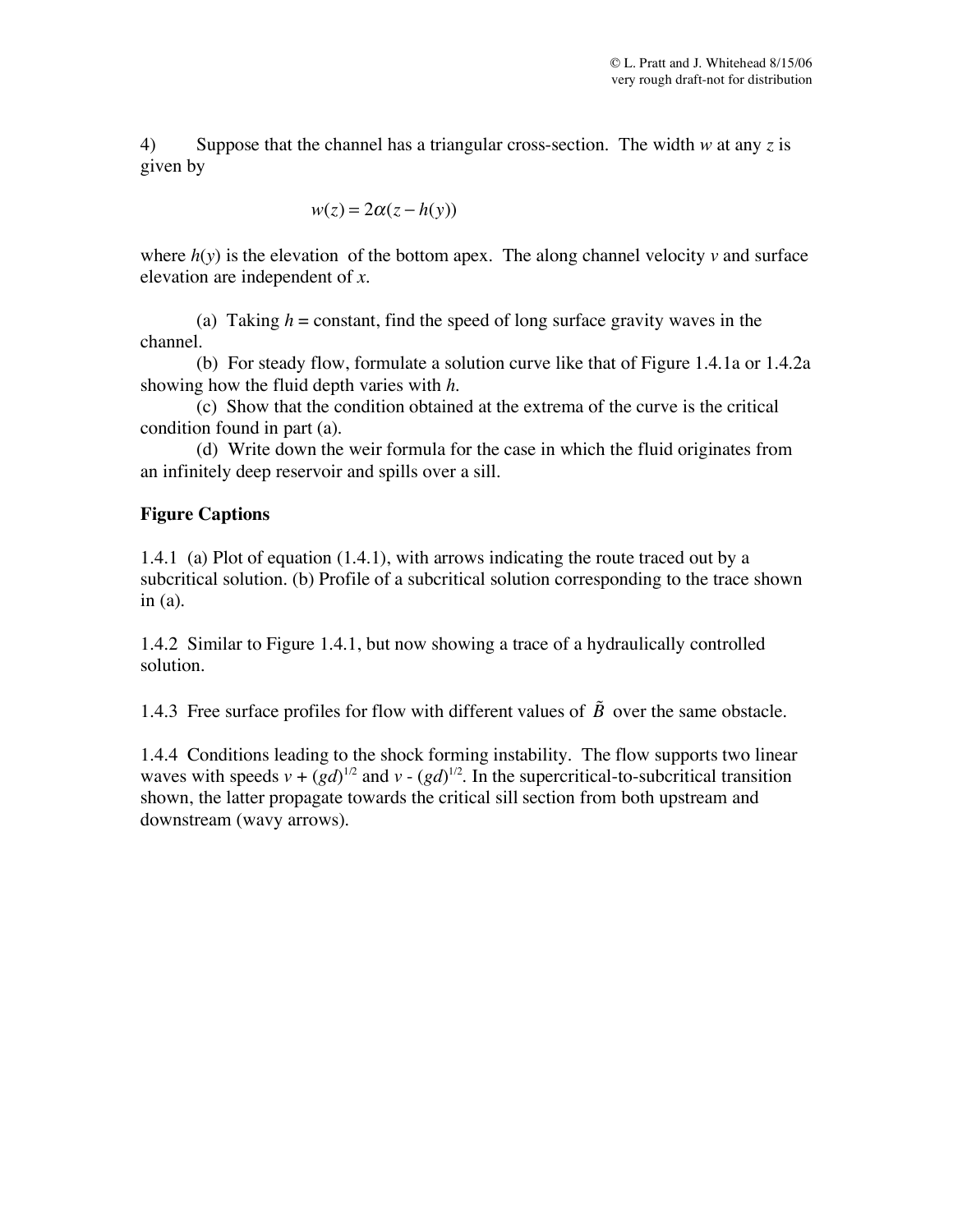4) Suppose that the channel has a triangular cross-section. The width $w$ at any $z$ is given by

$$w(z) = 2\alpha(z - h(y))$$

where $h(y)$ is the elevation of the bottom apex. The along channel velocity $v$ and surface elevation are independent of $x$.

(a) Taking $h$ = constant, find the speed of long surface gravity waves in the channel.

(b) For steady flow, formulate a solution curve like that of Figure 1.4.1a or 1.4.2a showing how the fluid depth varies with $h$.

(c) Show that the condition obtained at the extrema of the curve is the critical condition found in part (a).

(d) Write down the weir formula for the case in which the fluid originates from an infinitely deep reservoir and spills over a sill.

**Figure Captions**

1.4.1 (a) Plot of equation (1.4.1), with arrows indicating the route traced out by a subcritical solution. (b) Profile of a subcritical solution corresponding to the trace shown in (a).

1.4.2 Similar to Figure 1.4.1, but now showing a trace of a hydraulically controlled solution.

1.4.3 Free surface profiles for flow with different values of $\tilde{B}$ over the same obstacle.

1.4.4 Conditions leading to the shock forming instability. The flow supports two linear waves with speeds $v + (gd)^{1/2}$ and $v - (gd)^{1/2}$. In the supercritical-to-subcritical transition shown, the latter propagate towards the critical sill section from both upstream and downstream (wavy arrows).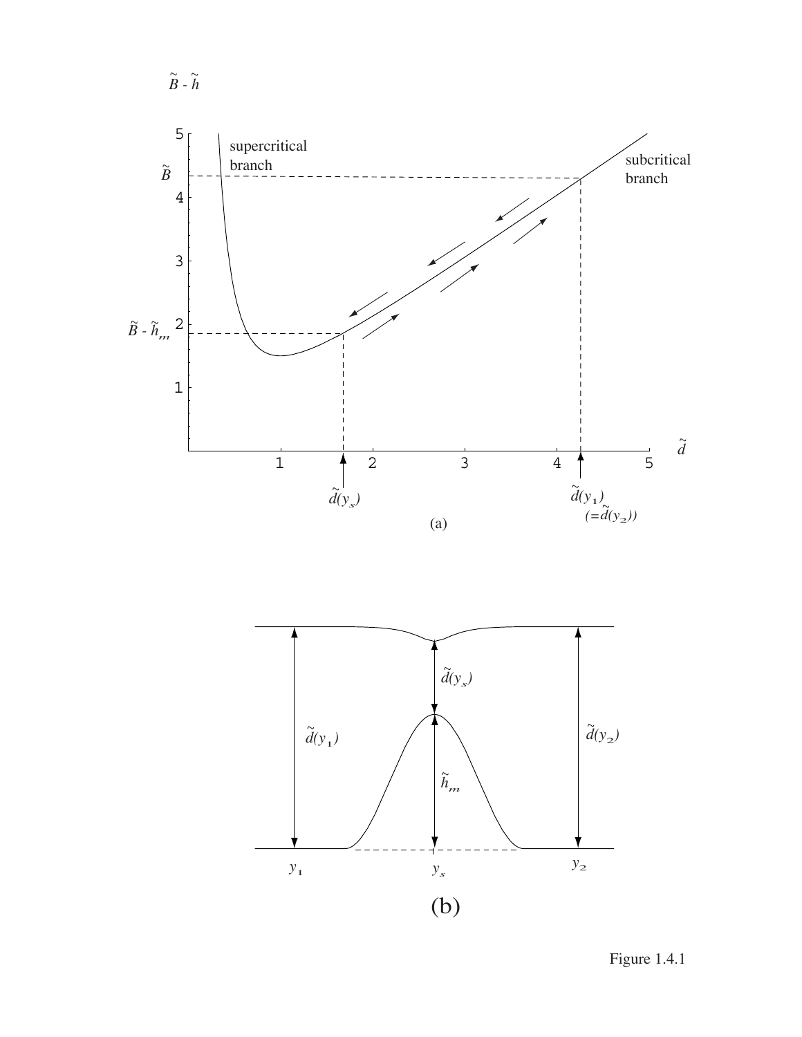Figure 1.4.1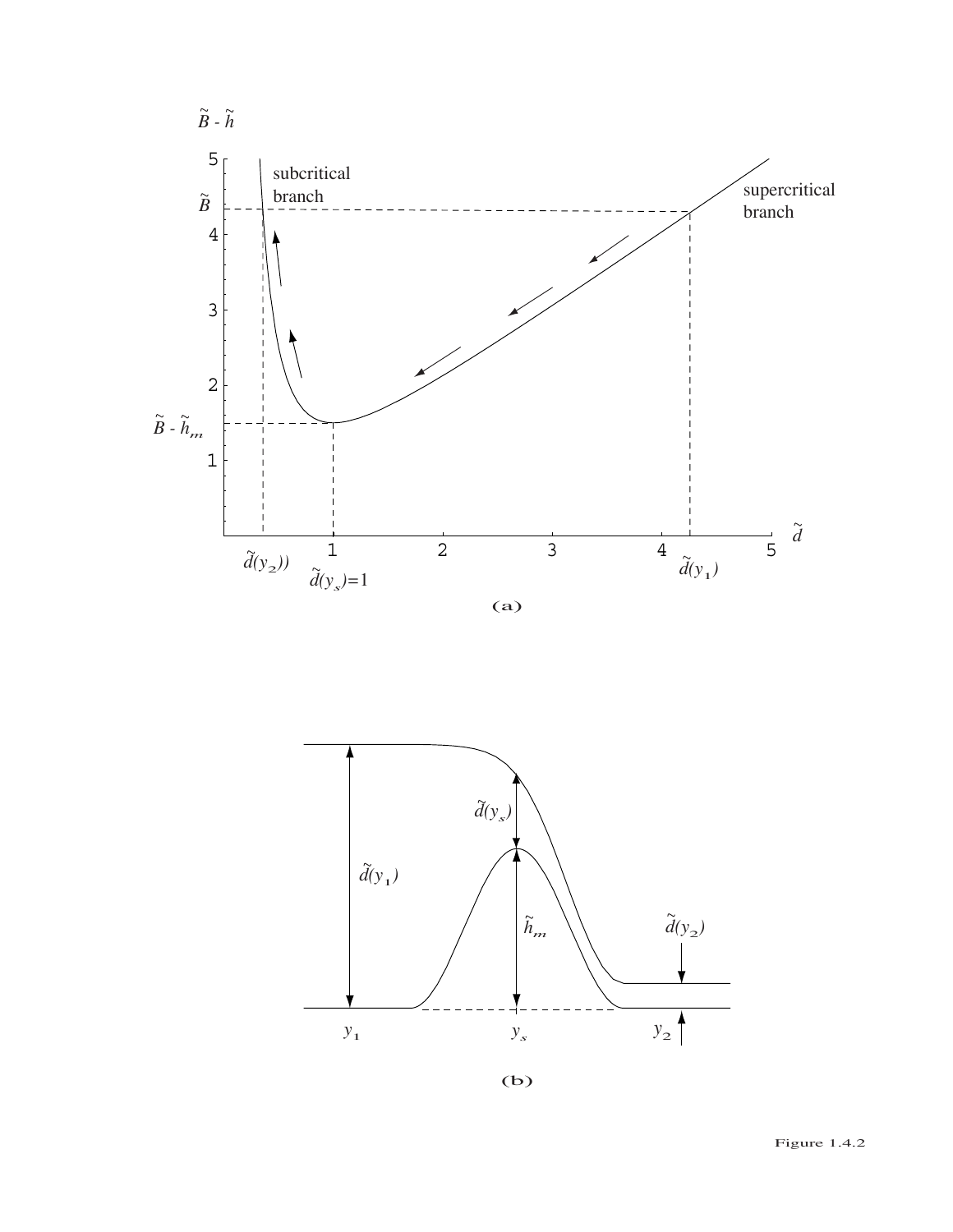Figure 1.4.2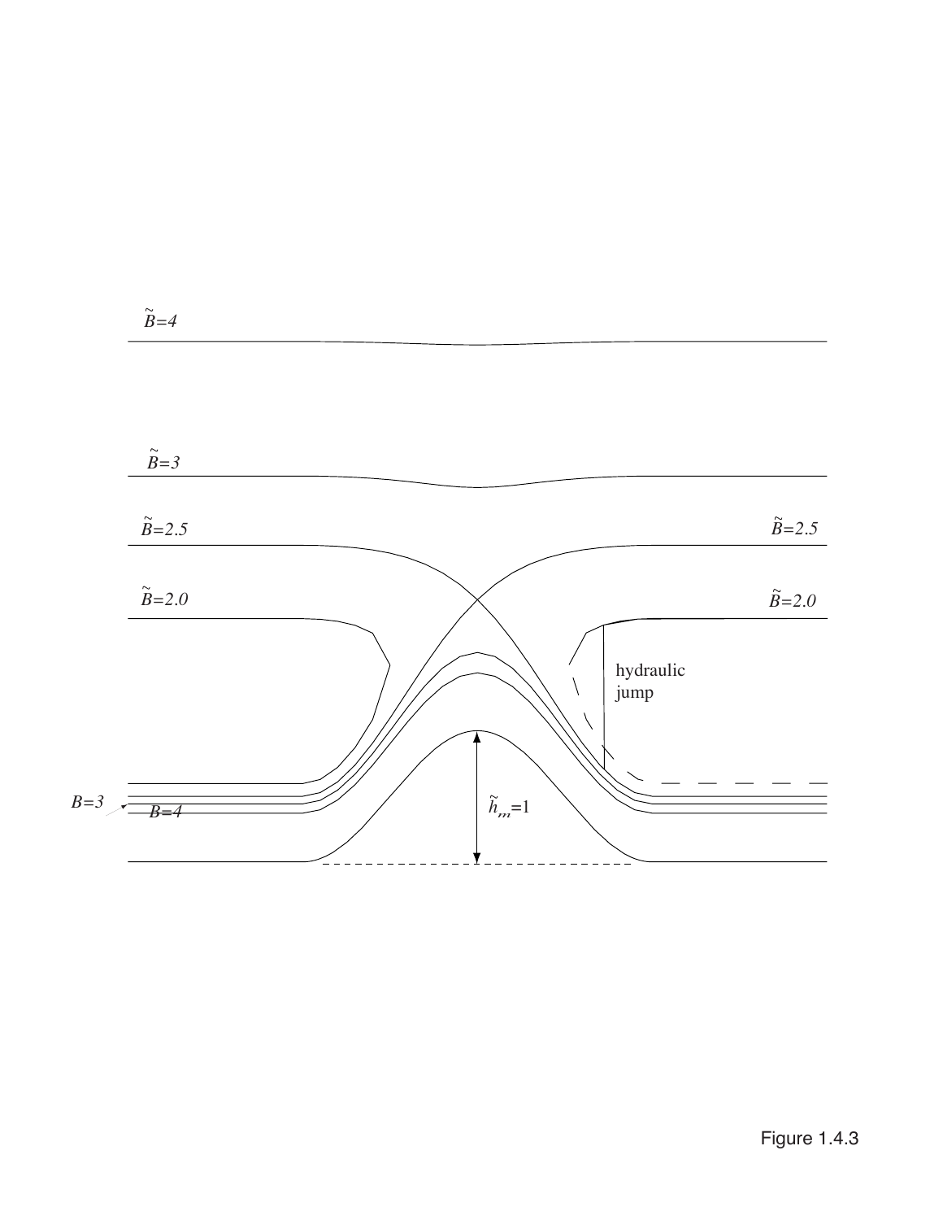$\tilde{B}=4$

$\tilde{B}=3$

$\tilde{B}=2.5$ $\tilde{B}=2.5$

$\tilde{B}=2.0$ $\tilde{B}=2.0$

hydraulic jump

$B=3$ $B=4$

$\tilde{h}_m=1$

Figure 1.4.3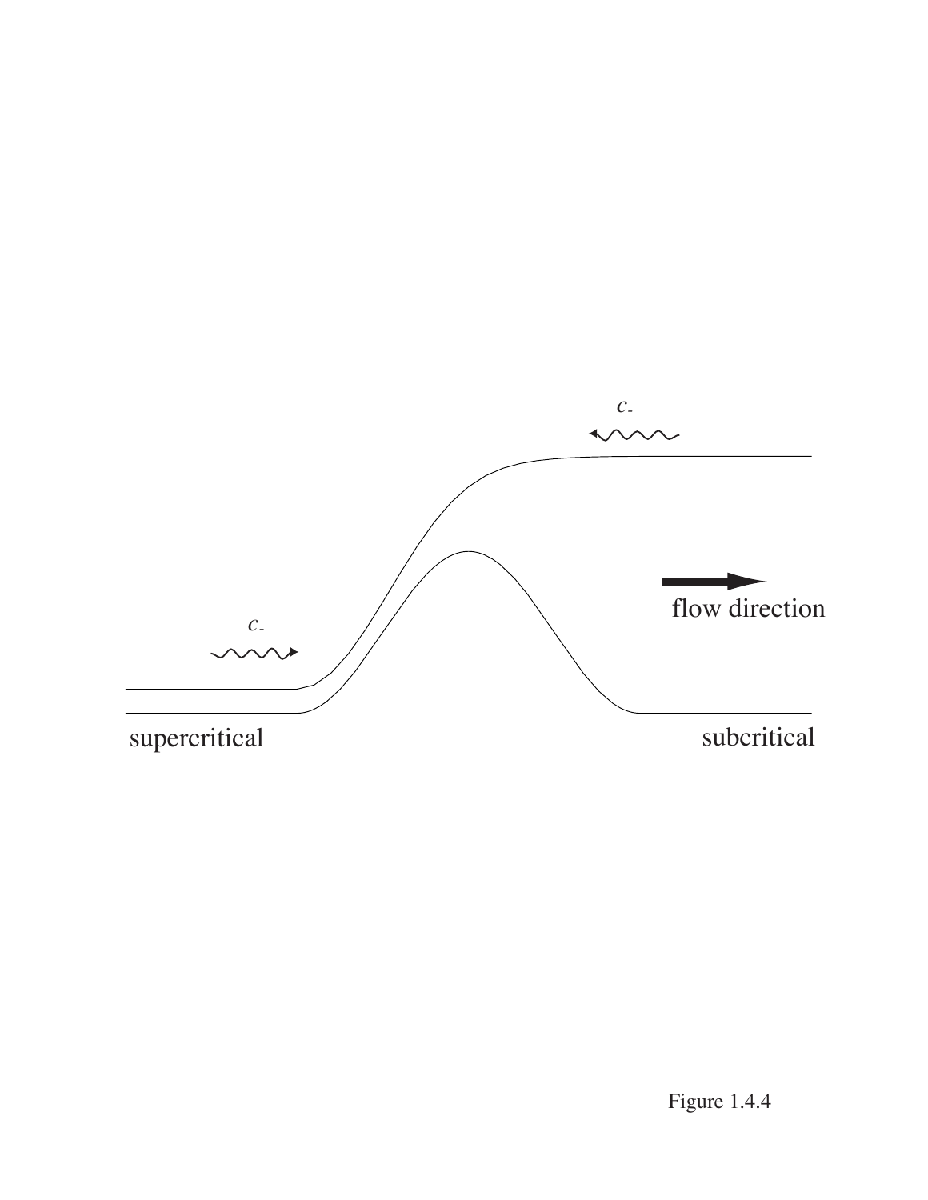$c_-$

$c_-$

flow direction

supercritical

subcritical

Figure 1.4.4